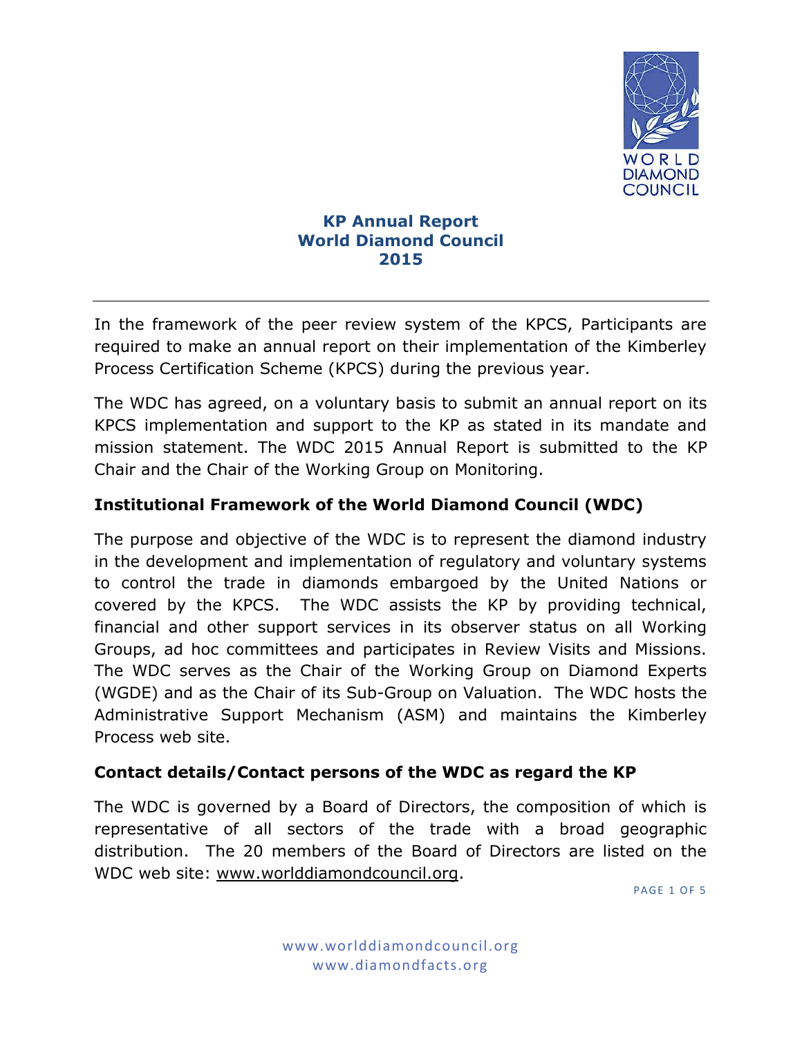# KP Annual Report
# World Diamond Council
# 2015

---

In the framework of the peer review system of the KPCS, Participants are required to make an annual report on their implementation of the Kimberley Process Certification Scheme (KPCS) during the previous year.

The WDC has agreed, on a voluntary basis to submit an annual report on its KPCS implementation and support to the KP as stated in its mandate and mission statement. The WDC 2015 Annual Report is submitted to the KP Chair and the Chair of the Working Group on Monitoring.

## Institutional Framework of the World Diamond Council (WDC)

The purpose and objective of the WDC is to represent the diamond industry in the development and implementation of regulatory and voluntary systems to control the trade in diamonds embargoed by the United Nations or covered by the KPCS. The WDC assists the KP by providing technical, financial and other support services in its observer status on all Working Groups, ad hoc committees and participates in Review Visits and Missions. The WDC serves as the Chair of the Working Group on Diamond Experts (WGDE) and as the Chair of its Sub-Group on Valuation. The WDC hosts the Administrative Support Mechanism (ASM) and maintains the Kimberley Process web site.

## Contact details/Contact persons of the WDC as regard the KP

The WDC is governed by a Board of Directors, the composition of which is representative of all sectors of the trade with a broad geographic distribution. The 20 members of the Board of Directors are listed on the WDC web site: www.worlddiamondcouncil.org.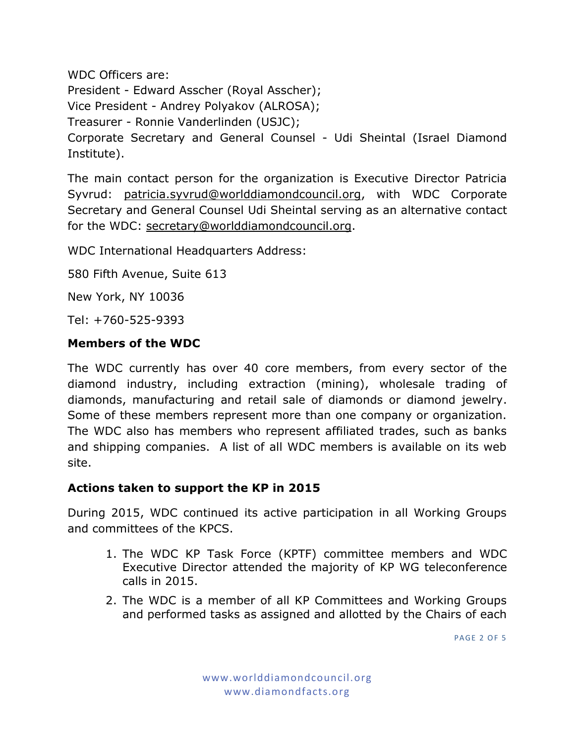WDC Officers are:
President - Edward Asscher (Royal Asscher);
Vice President - Andrey Polyakov (ALROSA);
Treasurer - Ronnie Vanderlinden (USJC);
Corporate Secretary and General Counsel - Udi Sheintal (Israel Diamond Institute).

The main contact person for the organization is Executive Director Patricia Syvrud: patricia.syvrud@worlddiamondcouncil.org, with WDC Corporate Secretary and General Counsel Udi Sheintal serving as an alternative contact for the WDC: secretary@worlddiamondcouncil.org.

WDC International Headquarters Address:

580 Fifth Avenue, Suite 613

New York, NY 10036

Tel: +760-525-9393

## Members of the WDC

The WDC currently has over 40 core members, from every sector of the diamond industry, including extraction (mining), wholesale trading of diamonds, manufacturing and retail sale of diamonds or diamond jewelry. Some of these members represent more than one company or organization. The WDC also has members who represent affiliated trades, such as banks and shipping companies. A list of all WDC members is available on its web site.

## Actions taken to support the KP in 2015

During 2015, WDC continued its active participation in all Working Groups and committees of the KPCS.

1. The WDC KP Task Force (KPTF) committee members and WDC Executive Director attended the majority of KP WG teleconference calls in 2015.
2. The WDC is a member of all KP Committees and Working Groups and performed tasks as assigned and allotted by the Chairs of each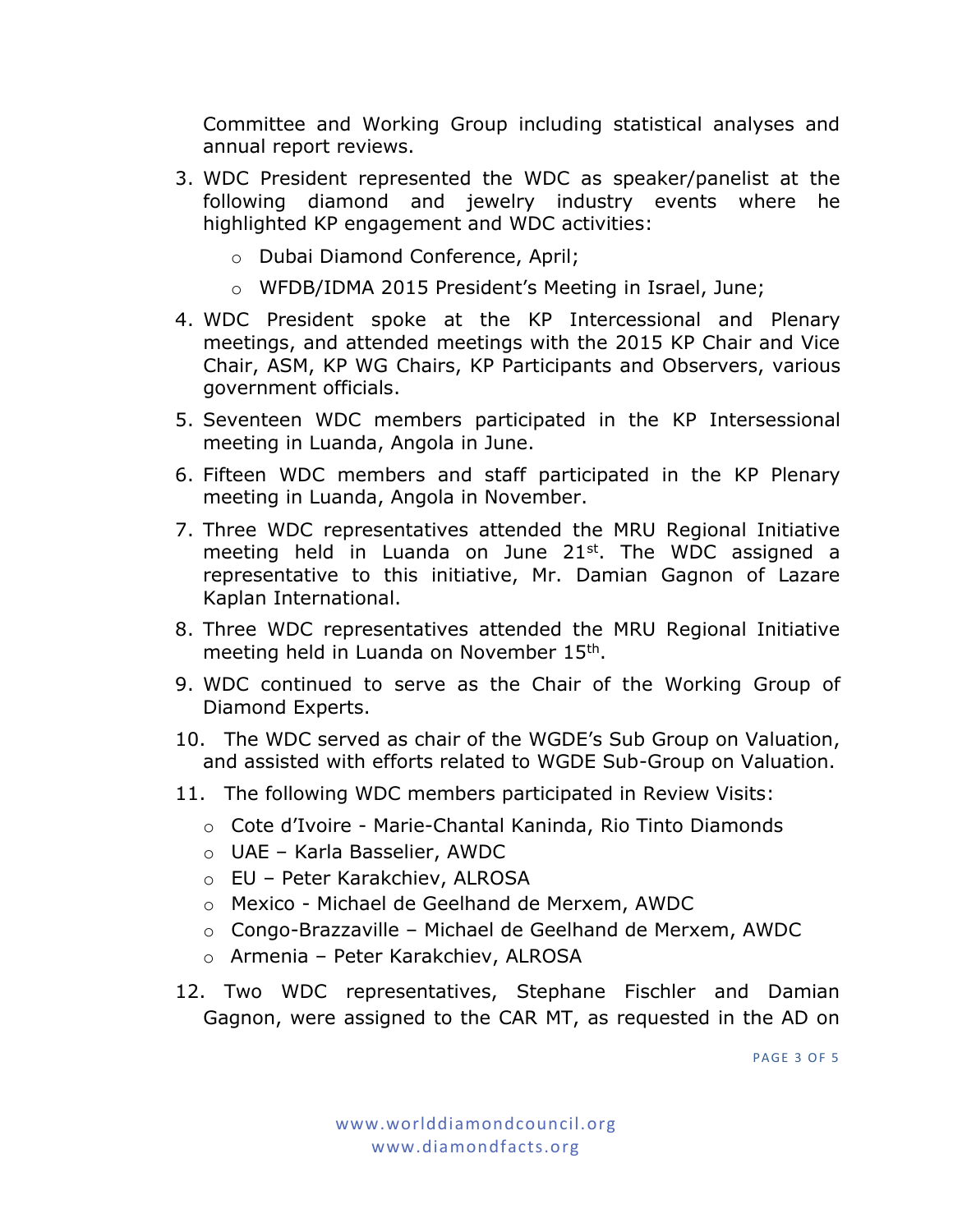Committee and Working Group including statistical analyses and annual report reviews.

3. WDC President represented the WDC as speaker/panelist at the following diamond and jewelry industry events where he highlighted KP engagement and WDC activities:
   - Dubai Diamond Conference, April;
   - WFDB/IDMA 2015 President's Meeting in Israel, June;
4. WDC President spoke at the KP Intercessional and Plenary meetings, and attended meetings with the 2015 KP Chair and Vice Chair, ASM, KP WG Chairs, KP Participants and Observers, various government officials.
5. Seventeen WDC members participated in the KP Intersessional meeting in Luanda, Angola in June.
6. Fifteen WDC members and staff participated in the KP Plenary meeting in Luanda, Angola in November.
7. Three WDC representatives attended the MRU Regional Initiative meeting held in Luanda on June 21st. The WDC assigned a representative to this initiative, Mr. Damian Gagnon of Lazare Kaplan International.
8. Three WDC representatives attended the MRU Regional Initiative meeting held in Luanda on November 15th.
9. WDC continued to serve as the Chair of the Working Group of Diamond Experts.
10. The WDC served as chair of the WGDE's Sub Group on Valuation, and assisted with efforts related to WGDE Sub-Group on Valuation.
11. The following WDC members participated in Review Visits:
    - Cote d'Ivoire - Marie-Chantal Kaninda, Rio Tinto Diamonds
    - UAE – Karla Basselier, AWDC
    - EU – Peter Karakchiev, ALROSA
    - Mexico - Michael de Geelhand de Merxem, AWDC
    - Congo-Brazzaville – Michael de Geelhand de Merxem, AWDC
    - Armenia – Peter Karakchiev, ALROSA
12. Two WDC representatives, Stephane Fischler and Damian Gagnon, were assigned to the CAR MT, as requested in the AD on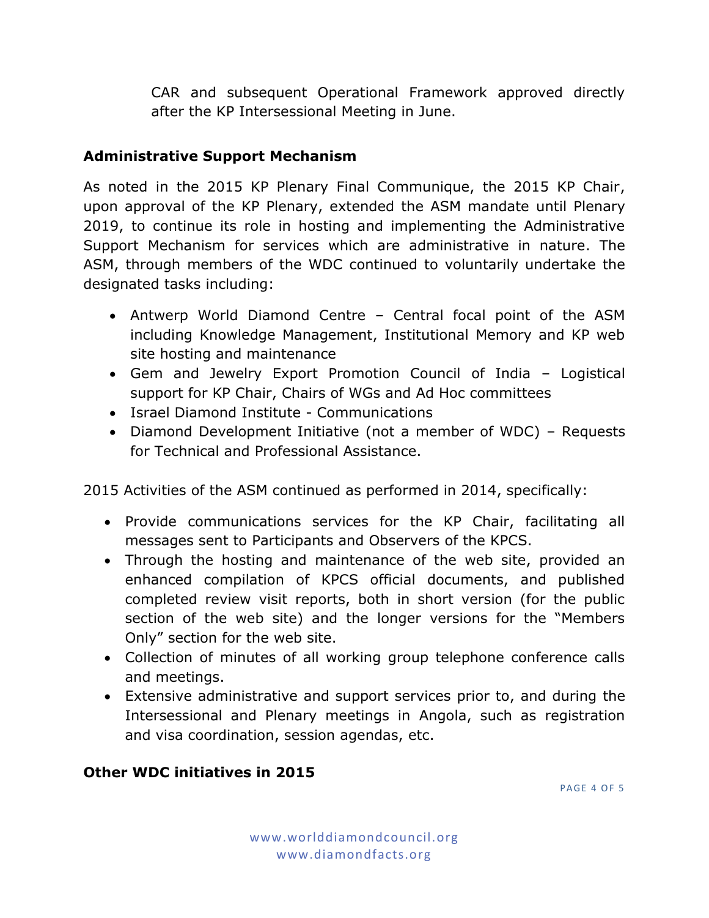CAR and subsequent Operational Framework approved directly after the KP Intersessional Meeting in June.

**Administrative Support Mechanism**

As noted in the 2015 KP Plenary Final Communique, the 2015 KP Chair, upon approval of the KP Plenary, extended the ASM mandate until Plenary 2019, to continue its role in hosting and implementing the Administrative Support Mechanism for services which are administrative in nature. The ASM, through members of the WDC continued to voluntarily undertake the designated tasks including:

- Antwerp World Diamond Centre – Central focal point of the ASM including Knowledge Management, Institutional Memory and KP web site hosting and maintenance
- Gem and Jewelry Export Promotion Council of India – Logistical support for KP Chair, Chairs of WGs and Ad Hoc committees
- Israel Diamond Institute - Communications
- Diamond Development Initiative (not a member of WDC) – Requests for Technical and Professional Assistance.

2015 Activities of the ASM continued as performed in 2014, specifically:

- Provide communications services for the KP Chair, facilitating all messages sent to Participants and Observers of the KPCS.
- Through the hosting and maintenance of the web site, provided an enhanced compilation of KPCS official documents, and published completed review visit reports, both in short version (for the public section of the web site) and the longer versions for the "Members Only" section for the web site.
- Collection of minutes of all working group telephone conference calls and meetings.
- Extensive administrative and support services prior to, and during the Intersessional and Plenary meetings in Angola, such as registration and visa coordination, session agendas, etc.

**Other WDC initiatives in 2015**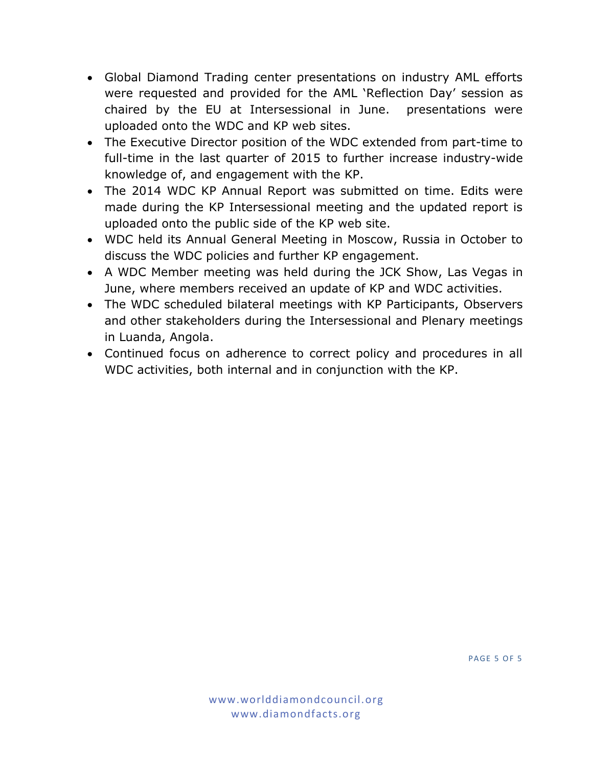- Global Diamond Trading center presentations on industry AML efforts were requested and provided for the AML 'Reflection Day' session as chaired by the EU at Intersessional in June. presentations were uploaded onto the WDC and KP web sites.
- The Executive Director position of the WDC extended from part-time to full-time in the last quarter of 2015 to further increase industry-wide knowledge of, and engagement with the KP.
- The 2014 WDC KP Annual Report was submitted on time. Edits were made during the KP Intersessional meeting and the updated report is uploaded onto the public side of the KP web site.
- WDC held its Annual General Meeting in Moscow, Russia in October to discuss the WDC policies and further KP engagement.
- A WDC Member meeting was held during the JCK Show, Las Vegas in June, where members received an update of KP and WDC activities.
- The WDC scheduled bilateral meetings with KP Participants, Observers and other stakeholders during the Intersessional and Plenary meetings in Luanda, Angola.
- Continued focus on adherence to correct policy and procedures in all WDC activities, both internal and in conjunction with the KP.